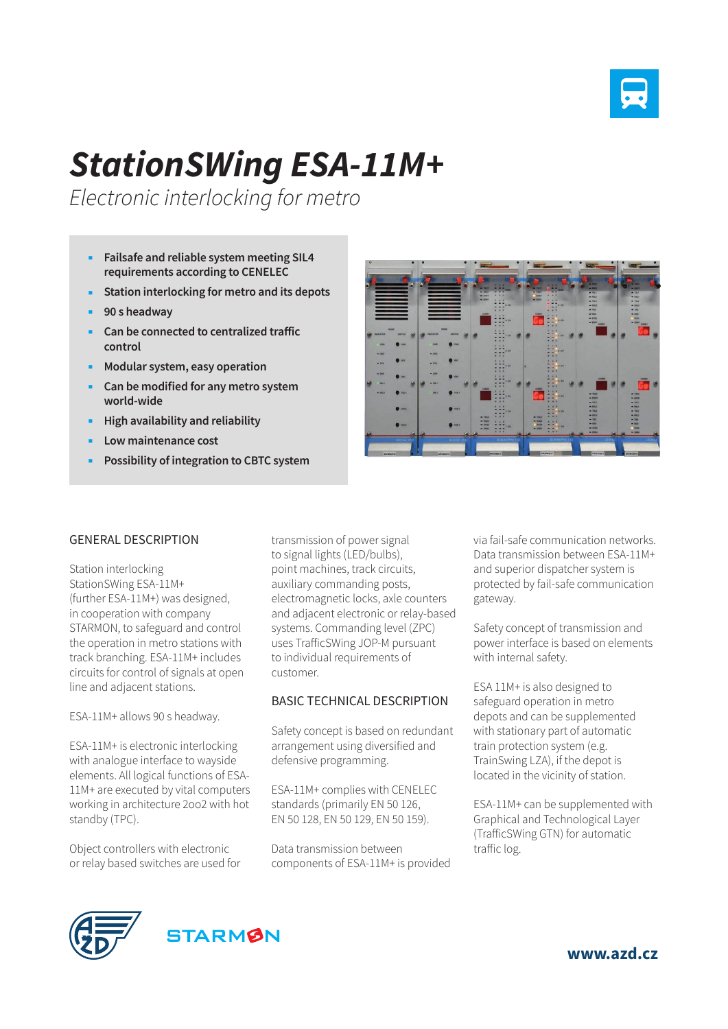# StationSWing ESA-11M+

*Electronic interlocking for metro*

- **Failsafe and reliable system meeting SIL4 requirements according to CENELEC**
- **Station interlocking for metro and its depots**
- **90 s headway**
- **Can be connected to centralized traffic control**
- **Modular system, easy operation**
- **Can be modified for any metro system world-wide**
- **High availability and reliability**
- **Low maintenance cost**
- **Possibility of integration to CBTC system**

## GENERAL DESCRIPTION

Station interlocking StationSWing ESA-11M+ (further ESA-11M+) was designed, in cooperation with company STARMON, to safeguard and control the operation in metro stations with track branching. ESA-11M+ includes circuits for control of signals at open line and adjacent stations.

ESA-11M+ allows 90 s headway.

ESA-11M+ is electronic interlocking with analogue interface to wayside elements. All logical functions of ESA-11M+ are executed by vital computers working in architecture 2oo2 with hot standby (TPC).

Object controllers with electronic or relay based switches are used for transmission of power signal to signal lights (LED/bulbs), point machines, track circuits, auxiliary commanding posts, electromagnetic locks, axle counters and adjacent electronic or relay-based systems. Commanding level (ZPC) uses TrafficSWing JOP-M pursuant to individual requirements of customer.

## BASIC TECHNICAL DESCRIPTION

Safety concept is based on redundant arrangement using diversified and defensive programming.

ESA-11M+ complies with CENELEC standards (primarily EN 50 126, EN 50 128, EN 50 129, EN 50 159).

Data transmission between components of ESA-11M+ is provided via fail-safe communication networks. Data transmission between ESA-11M+ and superior dispatcher system is protected by fail-safe communication gateway.

Safety concept of transmission and power interface is based on elements with internal safety.

ESA 11M+ is also designed to safeguard operation in metro depots and can be supplemented with stationary part of automatic train protection system (e.g. TrainSwing LZA), if the depot is located in the vicinity of station.

ESA-11M+ can be supplemented with Graphical and Technological Layer (TrafficSWing GTN) for automatic traffic log.

STARMON

www.azd.cz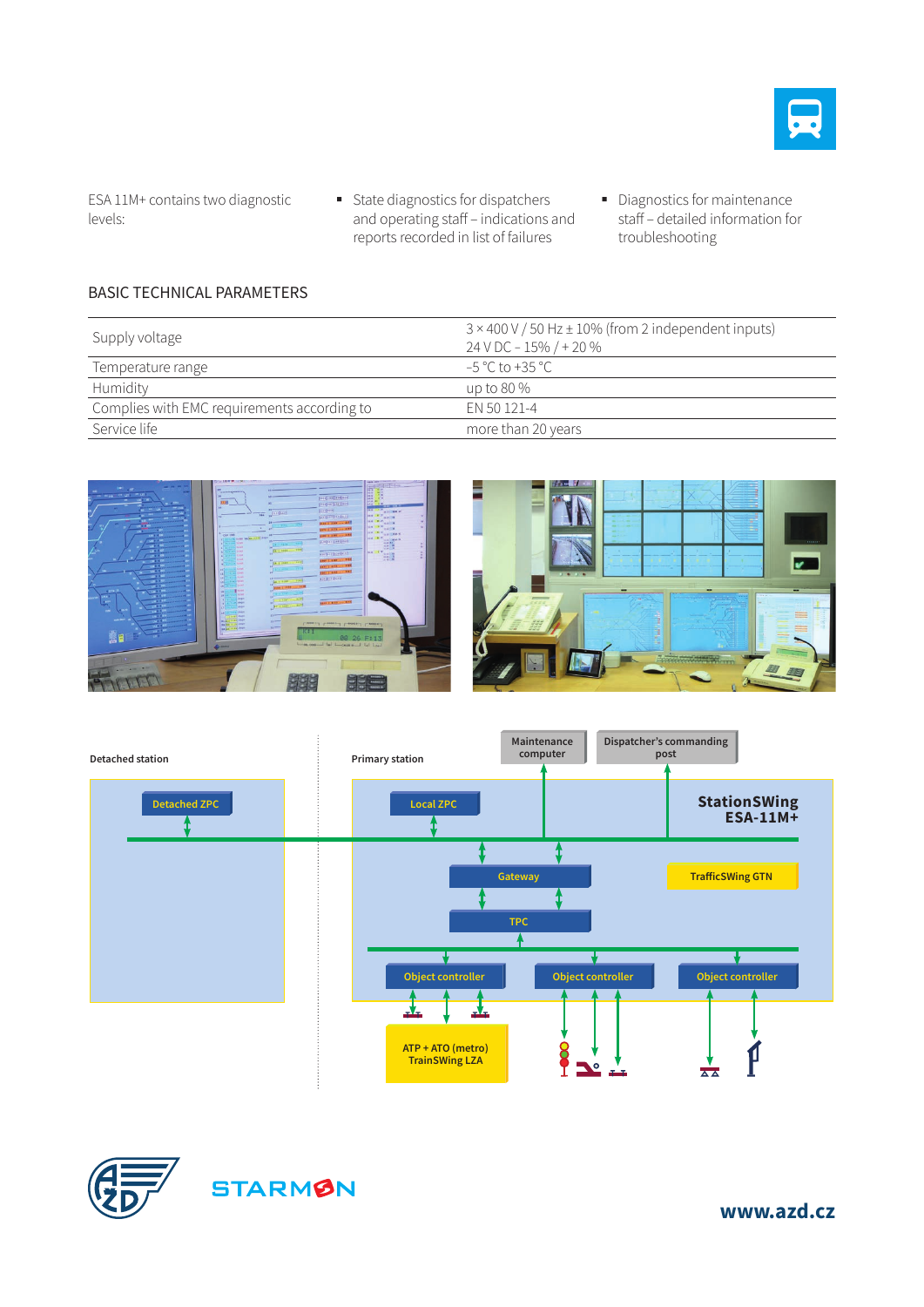ESA 11M+ contains two diagnostic levels:

- State diagnostics for dispatchers and operating staff – indications and reports recorded in list of failures
- Diagnostics for maintenance staff – detailed information for troubleshooting

## BASIC TECHNICAL PARAMETERS

| | |
|---|---|
| Supply voltage | 3 × 400 V / 50 Hz ± 10% (from 2 independent inputs)<br>24 V DC – 15% / + 20 % |
| Temperature range | –5 °C to +35 °C |
| Humidity | up to 80 % |
| Complies with EMC requirements according to | EN 50 121-4 |
| Service life | more than 20 years |

Detached station

Detached ZPC

Primary station

Maintenance computer

Dispatcher's commanding post

Local ZPC

StationSWing ESA-11M+

Gateway

TrafficSWing GTN

TPC

Object controller

Object controller

Object controller

ATP + ATO (metro) TrainSWing LZA

www.azd.cz